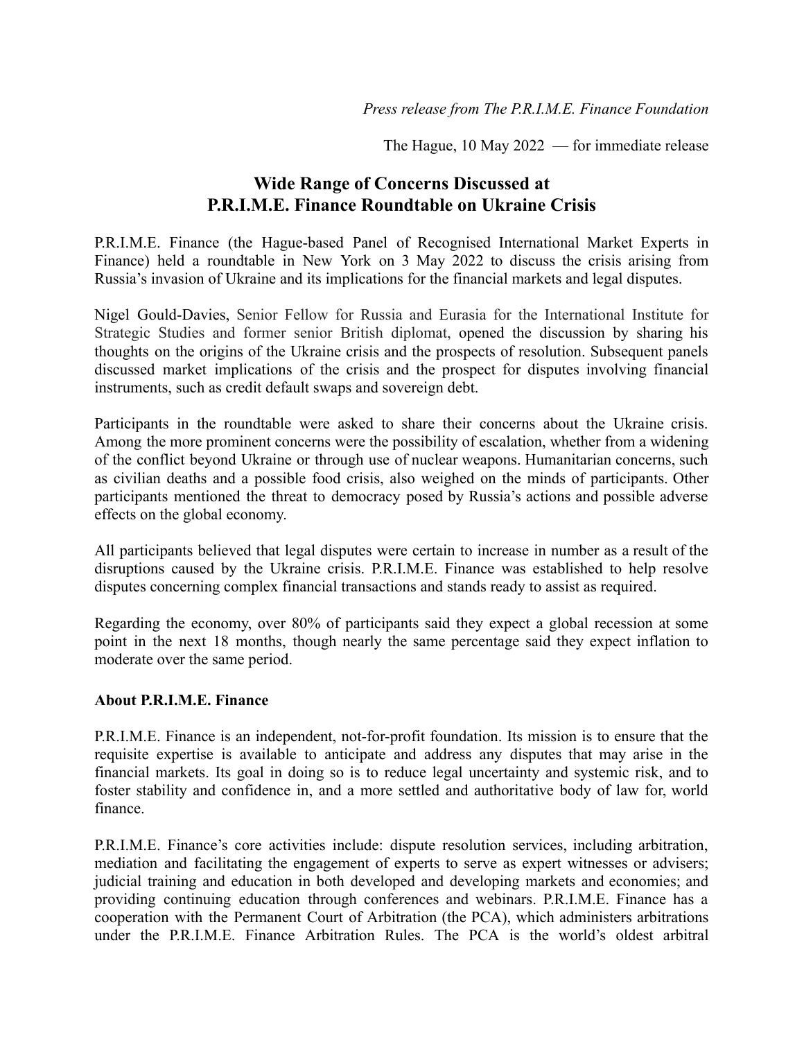*Press release from The P.R.I.M.E. Finance Foundation*

The Hague, 10 May 2022 — for immediate release

# Wide Range of Concerns Discussed at P.R.I.M.E. Finance Roundtable on Ukraine Crisis

P.R.I.M.E. Finance (the Hague-based Panel of Recognised International Market Experts in Finance) held a roundtable in New York on 3 May 2022 to discuss the crisis arising from Russia's invasion of Ukraine and its implications for the financial markets and legal disputes.

Nigel Gould-Davies, Senior Fellow for Russia and Eurasia for the International Institute for Strategic Studies and former senior British diplomat, opened the discussion by sharing his thoughts on the origins of the Ukraine crisis and the prospects of resolution. Subsequent panels discussed market implications of the crisis and the prospect for disputes involving financial instruments, such as credit default swaps and sovereign debt.

Participants in the roundtable were asked to share their concerns about the Ukraine crisis. Among the more prominent concerns were the possibility of escalation, whether from a widening of the conflict beyond Ukraine or through use of nuclear weapons. Humanitarian concerns, such as civilian deaths and a possible food crisis, also weighed on the minds of participants. Other participants mentioned the threat to democracy posed by Russia's actions and possible adverse effects on the global economy.

All participants believed that legal disputes were certain to increase in number as a result of the disruptions caused by the Ukraine crisis. P.R.I.M.E. Finance was established to help resolve disputes concerning complex financial transactions and stands ready to assist as required.

Regarding the economy, over 80% of participants said they expect a global recession at some point in the next 18 months, though nearly the same percentage said they expect inflation to moderate over the same period.

**About P.R.I.M.E. Finance**

P.R.I.M.E. Finance is an independent, not-for-profit foundation. Its mission is to ensure that the requisite expertise is available to anticipate and address any disputes that may arise in the financial markets. Its goal in doing so is to reduce legal uncertainty and systemic risk, and to foster stability and confidence in, and a more settled and authoritative body of law for, world finance.

P.R.I.M.E. Finance's core activities include: dispute resolution services, including arbitration, mediation and facilitating the engagement of experts to serve as expert witnesses or advisers; judicial training and education in both developed and developing markets and economies; and providing continuing education through conferences and webinars. P.R.I.M.E. Finance has a cooperation with the Permanent Court of Arbitration (the PCA), which administers arbitrations under the P.R.I.M.E. Finance Arbitration Rules. The PCA is the world's oldest arbitral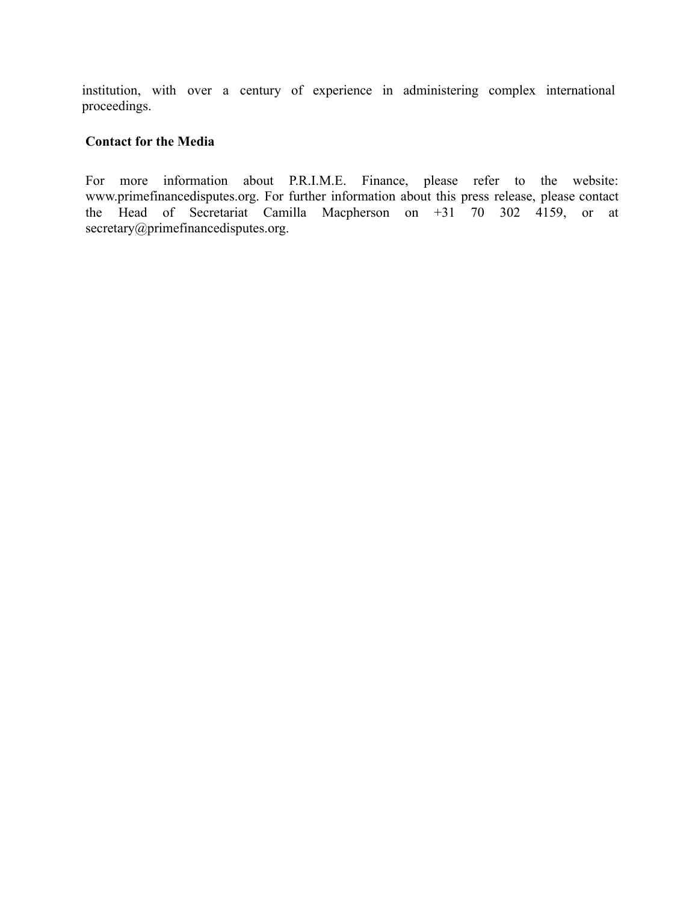institution, with over a century of experience in administering complex international proceedings.

**Contact for the Media**

For more information about P.R.I.M.E. Finance, please refer to the website: www.primefinancedisputes.org. For further information about this press release, please contact the Head of Secretariat Camilla Macpherson on +31 70 302 4159, or at secretary@primefinancedisputes.org.